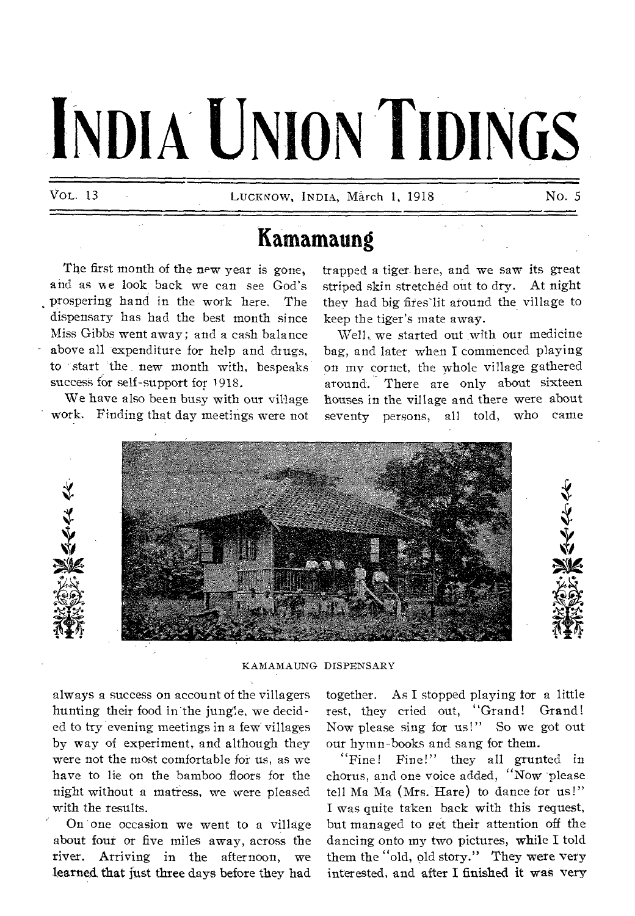# INDIA UNION TIDINGS

VOL. 13 LUCKNOW, INDIA, March 1, 1918 No. 5

## Kamamaung

The first month of the new year is gone, and as we look back we can see God's prospering hand in the work here. The dispensary has had the best month since Miss Gibbs went away; and a cash balance above all expenditure for help and drugs, to start the new month with, bespeaks success for self-support for 1918.

We have also been busy with our village work. Finding that day meetings were not always a success on account of the villagers hunting their food in the jungle, we decided to try evening meetings in a few villages by way of experiment, and although they were not the most comfortable for us, as we have to lie on the bamboo floors for the night without a mattress, we were pleased with the results.

On one occasion we went to a village about four or five miles away, across the river. Arriving in the afternoon, we learned that just three days before they had trapped a tiger here, and we saw its great striped skin stretched out to dry. At night they had big fires lit around the village to keep the tiger's mate away.

Well, we started out with our medicine bag, and later when I commenced playing on my cornet, the whole village gathered around. There are only about sixteen houses in the village and there were about seventy persons, all told, who came together. As I stopped playing for a little rest, they cried out, "Grand! Grand! Now please sing for us!" So we got out our hymn-books and sang for them.

KAMAMAUNG DISPENSARY

"Fine! Fine!" they all grunted in chorus, and one voice added, "Now please tell Ma Ma (Mrs. Hare) to dance for us!" I was quite taken back with this request, but managed to get their attention off the dancing onto my two pictures, while I told them the "old, old story." They were very interested, and after I finished it was very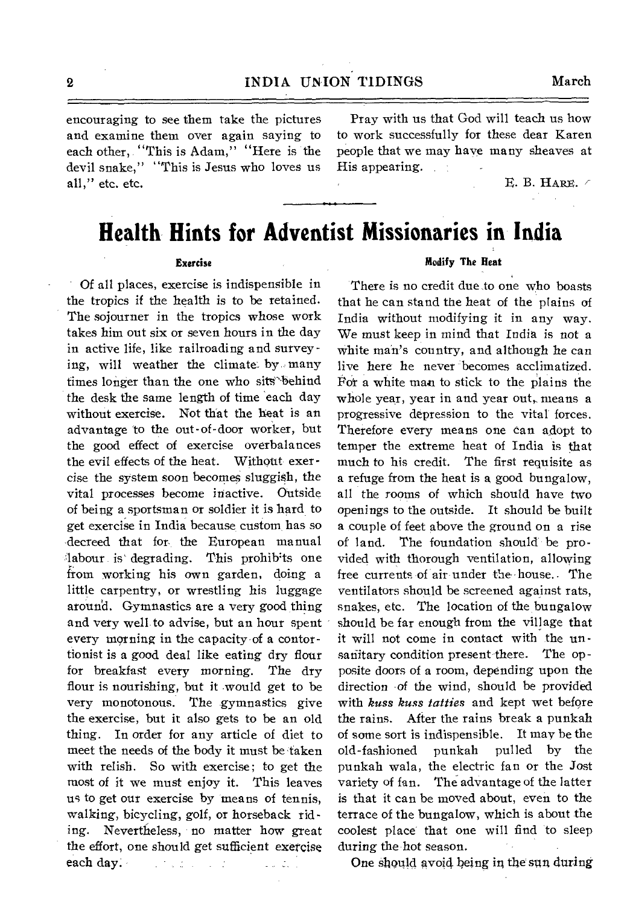encouraging to see them take the pictures and examine them over again saying to each other, "This is Adam," "Here is the devil snake," "This is Jesus who loves us all," etc. etc.

Pray with us that God will teach us how to work successfully for these dear Karen people that we may have many sheaves at His appearing.

E. B. HARE.

# Health Hints for Adventist Missionaries in India

### Exercise

Of all places, exercise is indispensible in the tropics if the health is to be retained. The sojourner in the tropics whose work takes him out six or seven hours in the day in active life, like railroading and surveying, will weather the climate by many times longer than the one who sits behind the desk the same length of time each day without exercise. Not that the heat is an advantage to the out-of-door worker, but the good effect of exercise overbalances the evil effects of the heat. Without exercise the system soon becomes sluggish, the vital processes become inactive. Outside of being a sportsman or soldier it is hard to get exercise in India because custom has so decreed that for the European manual labour is degrading. This prohibits one from working his own garden, doing a little carpentry, or wrestling his luggage around. Gymnastics are a very good thing and very well to advise, but an hour spent every morning in the capacity of a contortionist is a good deal like eating dry flour for breakfast every morning. The dry flour is nourishing, but it would get to be very monotonous. The gymnastics give the exercise, but it also gets to be an old thing. In order for any article of diet to meet the needs of the body it must be taken with relish. So with exercise; to get the most of it we must enjoy it. This leaves us to get our exercise by means of tennis, walking, bicycling, golf, or horseback riding. Nevertheless, no matter how great the effort, one should get sufficient exercise each day.

### Modify The Heat

There is no credit due to one who boasts that he can stand the heat of the plains of India without modifying it in any way. We must keep in mind that India is not a white man's country, and although he can live here he never becomes acclimatized. For a white man to stick to the plains the whole year, year in and year out, means a progressive depression to the vital forces. Therefore every means one can adopt to temper the extreme heat of India is that much to his credit. The first requisite as a refuge from the heat is a good bungalow, all the rooms of which should have two openings to the outside. It should be built a couple of feet above the ground on a rise of land. The foundation should be provided with thorough ventilation, allowing free currents of air under the house. The ventilators should be screened against rats, snakes, etc. The location of the bungalow should be far enough from the village that it will not come in contact with the unsanitary condition present there. The opposite doors of a room, depending upon the direction of the wind, should be provided with *kuss kuss tatties* and kept wet before the rains. After the rains break a punkah of some sort is indispensible. It may be the old-fashioned punkah pulled by the punkah wala, the electric fan or the Jost variety of fan. The advantage of the latter is that it can be moved about, even to the terrace of the bungalow, which is about the coolest place that one will find to sleep during the hot season.

One should avoid being in the sun during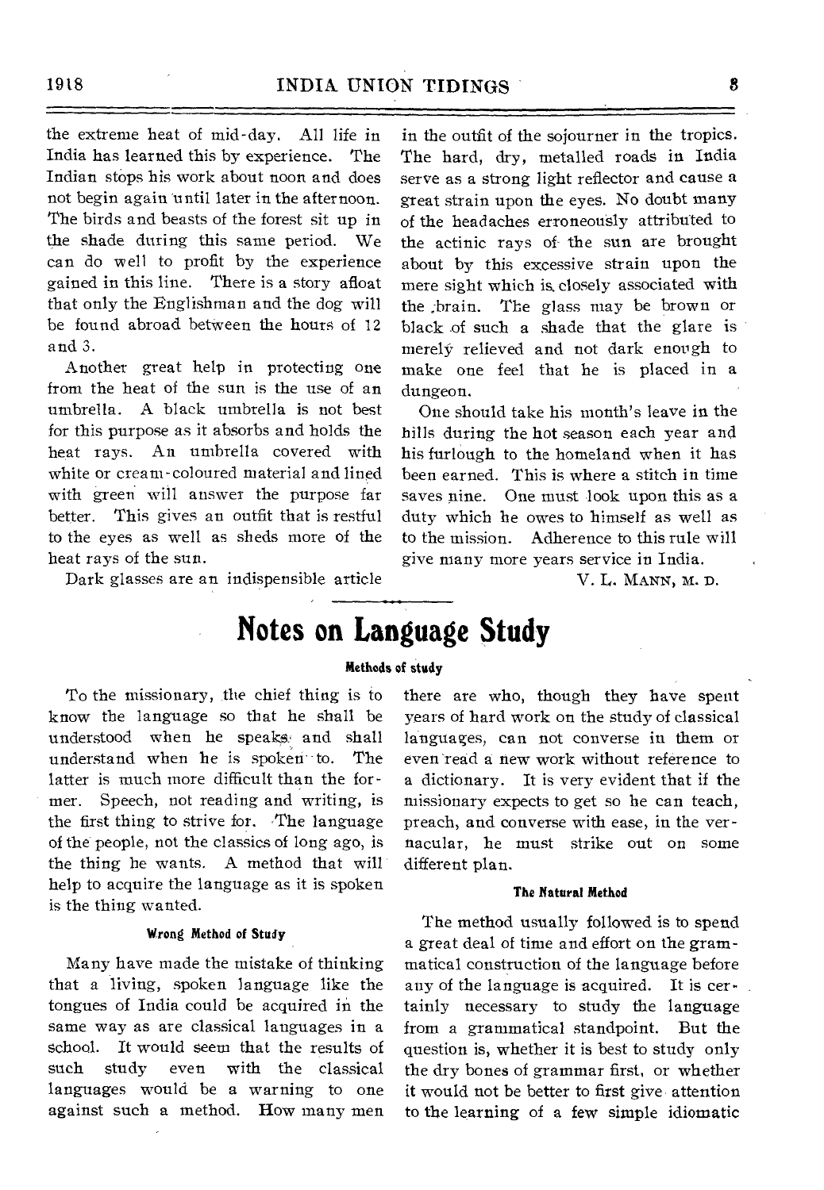the extreme heat of mid-day. All life in India has learned this by experience. The Indian stops his work about noon and does not begin again until later in the afternoon. The birds and beasts of the forest sit up in the shade during this same period. We can do well to profit by the experience gained in this line. There is a story afloat that only the Englishman and the dog will be found abroad between the hours of 12 and 3.

Another great help in protecting one from the heat of the sun is the use of an umbrella. A black umbrella is not best for this purpose as it absorbs and holds the heat rays. An umbrella covered with white or cream-coloured material and lined with green will answer the purpose far better. This gives an outfit that is restful to the eyes as well as sheds more of the heat rays of the sun.

Dark glasses are an indispensible article in the outfit of the sojourner in the tropics. The hard, dry, metalled roads in India serve as a strong light reflector and cause a great strain upon the eyes. No doubt many of the headaches erroneously attributed to the actinic rays of the sun are brought about by this excessive strain upon the mere sight which is closely associated with the brain. The glass may be brown or black of such a shade that the glare is merely relieved and not dark enough to make one feel that he is placed in a dungeon.

One should take his month's leave in the hills during the hot season each year and his furlough to the homeland when it has been earned. This is where a stitch in time saves nine. One must look upon this as a duty which he owes to himself as well as to the mission. Adherence to this rule will give many more years service in India.

V. L. MANN, M. D.

# Notes on Language Study

#### Methods of study

To the missionary, the chief thing is to know the language so that he shall be understood when he speaks and shall understand when he is spoken to. The latter is much more difficult than the former. Speech, not reading and writing, is the first thing to strive for. The language of the people, not the classics of long ago, is the thing he wants. A method that will help to acquire the language as it is spoken is the thing wanted.

#### Wrong Method of Study

Many have made the mistake of thinking that a living, spoken language like the tongues of India could be acquired in the same way as are classical languages in a school. It would seem that the results of such study even with the classical languages would be a warning to one against such a method. How many men there are who, though they have spent years of hard work on the study of classical languages, can not converse in them or even read a new work without reference to a dictionary. It is very evident that if the missionary expects to get so he can teach, preach, and converse with ease, in the vernacular, he must strike out on some different plan.

#### The Natural Method

The method usually followed is to spend a great deal of time and effort on the grammatical construction of the language before any of the language is acquired. It is certainly necessary to study the language from a grammatical standpoint. But the question is, whether it is best to study only the dry bones of grammar first, or whether it would not be better to first give attention to the learning of a few simple idiomatic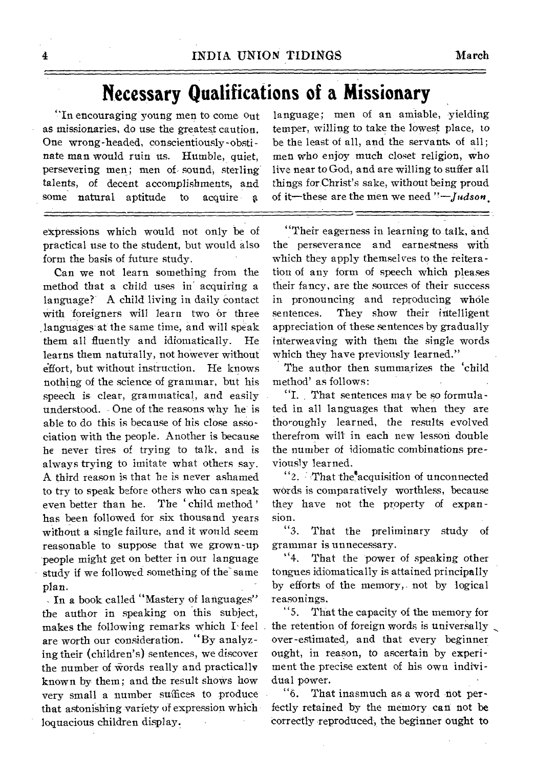# Necessary Qualifications of a Missionary

"In encouraging young men to come out as missionaries, do use the greatest caution. One wrong-headed, conscientiously-obstinate man would ruin us. Humble, quiet, persevering men; men of sound, sterling talents, of decent accomplishments, and some natural aptitude to acquire a language; men of an amiable, yielding temper, willing to take the lowest place, to be the least of all, and the servants of all; men who enjoy much closet religion, who live near to God, and are willing to suffer all things for Christ's sake, without being proud of it—these are the men we need "—*Judson*.

---

expressions which would not only be of practical use to the student, but would also form the basis of future study.

Can we not learn something from the method that a child uses in acquiring a language? A child living in daily contact with foreigners will learn two or three languages at the same time, and will speak them all fluently and idiomatically. He learns them naturally, not however without effort, but without instruction. He knows nothing of the science of grammar, but his speech is clear, grammatical, and easily understood. One of the reasons why he is able to do this is because of his close association with the people. Another is because he never tires of trying to talk, and is always trying to imitate what others say. A third reason is that he is never ashamed to try to speak before others who can speak even better than he. The 'child method' has been followed for six thousand years without a single failure, and it would seem reasonable to suppose that we grown-up people might get on better in our language study if we followed something of the same plan.

In a book called "Mastery of languages" the author in speaking on this subject, makes the following remarks which I feel are worth our consideration. "By analyzing their (children's) sentences, we discover the number of words really and practically known by them; and the result shows how very small a number suffices to produce that astonishing variety of expression which loquacious children display.

"Their eagerness in learning to talk, and the perseverance and earnestness with which they apply themselves to the reiteration of any form of speech which pleases their fancy, are the sources of their success in pronouncing and reproducing whole sentences. They show their intelligent appreciation of these sentences by gradually interweaving with them the single words which they have previously learned."

The author then summarizes the 'child method' as follows:

"1. That sentences may be so formulated in all languages that when they are thoroughly learned, the results evolved therefrom will in each new lesson double the number of idiomatic combinations previously learned.

"2. That the acquisition of unconnected words is comparatively worthless, because they have not the property of expansion.

"3. That the preliminary study of grammar is unnecessary.

"4. That the power of speaking other tongues idiomatically is attained principally by efforts of the memory, not by logical reasonings.

"5. That the capacity of the memory for the retention of foreign words is universally over-estimated, and that every beginner ought, in reason, to ascertain by experiment the precise extent of his own individual power.

"6. That inasmuch as a word not perfectly retained by the memory can not be correctly reproduced, the beginner ought to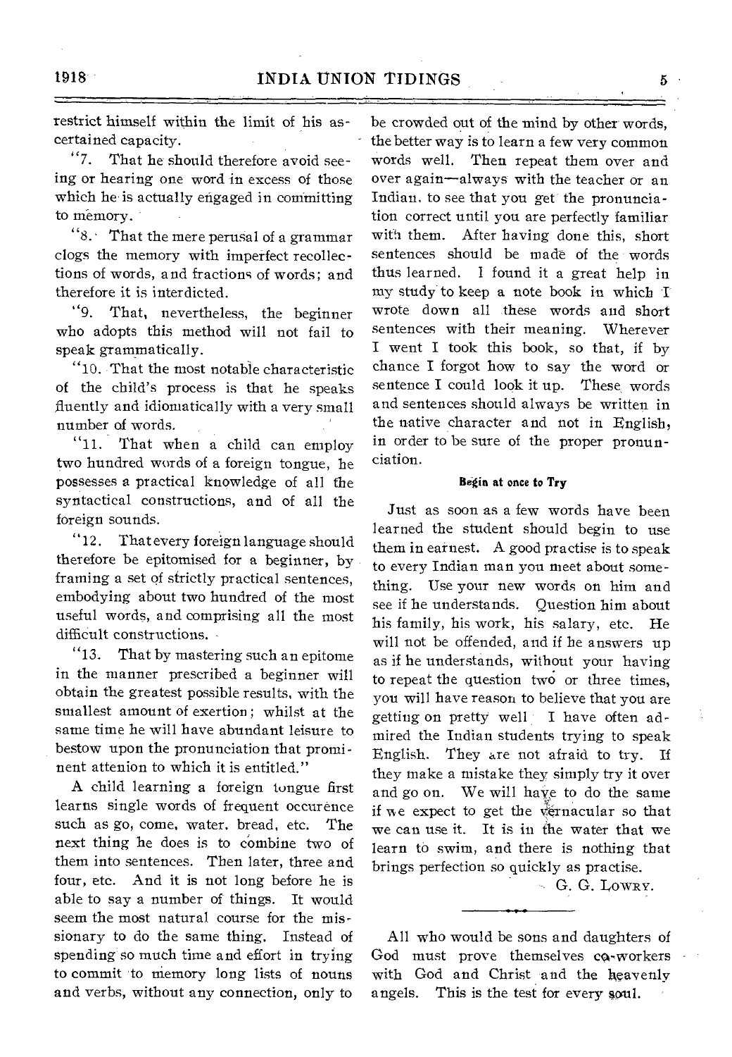restrict himself within the limit of his ascertained capacity.

"7. That he should therefore avoid seeing or hearing one word in excess of those which he is actually engaged in committing to memory.

"8. That the mere perusal of a grammar clogs the memory with imperfect recollections of words, and fractions of words; and therefore it is interdicted.

"9. That, nevertheless, the beginner who adopts this method will not fail to speak grammatically.

"10. That the most notable characteristic of the child's process is that he speaks fluently and idiomatically with a very small number of words.

"11. That when a child can employ two hundred words of a foreign tongue, he possesses a practical knowledge of all the syntactical constructions, and of all the foreign sounds.

"12. That every foreign language should therefore be epitomised for a beginner, by framing a set of strictly practical sentences, embodying about two hundred of the most useful words, and comprising all the most difficult constructions.

"13. That by mastering such an epitome in the manner prescribed a beginner will obtain the greatest possible results, with the smallest amount of exertion; whilst at the same time he will have abundant leisure to bestow upon the pronunciation that prominent attenion to which it is entitled."

A child learning a foreign tongue first learns single words of frequent occurence such as go, come, water, bread, etc. The next thing he does is to combine two of them into sentences. Then later, three and four, etc. And it is not long before he is able to say a number of things. It would seem the most natural course for the missionary to do the same thing. Instead of spending so much time and effort in trying to commit to memory long lists of nouns and verbs, without any connection, only to be crowded out of the mind by other words, the better way is to learn a few very common words well. Then repeat them over and over again—always with the teacher or an Indian. to see that you get the pronunciation correct until you are perfectly familiar with them. After having done this, short sentences should be made of the words thus learned. I found it a great help in my study to keep a note book in which I wrote down all these words and short sentences with their meaning. Wherever I went I took this book, so that, if by chance I forgot how to say the word or sentence I could look it up. These words and sentences should always be written in the native character and not in English, in order to be sure of the proper pronunciation.

#### Begin at once to Try

Just as soon as a few words have been learned the student should begin to use them in earnest. A good practise is to speak to every Indian man you meet about something. Use your new words on him and see if he understands. Question him about his family, his work, his salary, etc. He will not be offended, and if he answers up as if he understands, without your having to repeat the question two or three times, you will have reason to believe that you are getting on pretty well. I have often admired the Indian students trying to speak English. They are not afraid to try. If they make a mistake they simply try it over and go on. We will have to do the same if we expect to get the vernacular so that we can use it. It is in the water that we learn to swim, and there is nothing that brings perfection so quickly as practise.

G. G. LOWRY.

---

All who would be sons and daughters of God must prove themselves co-workers with God and Christ and the heavenly angels. This is the test for every soul.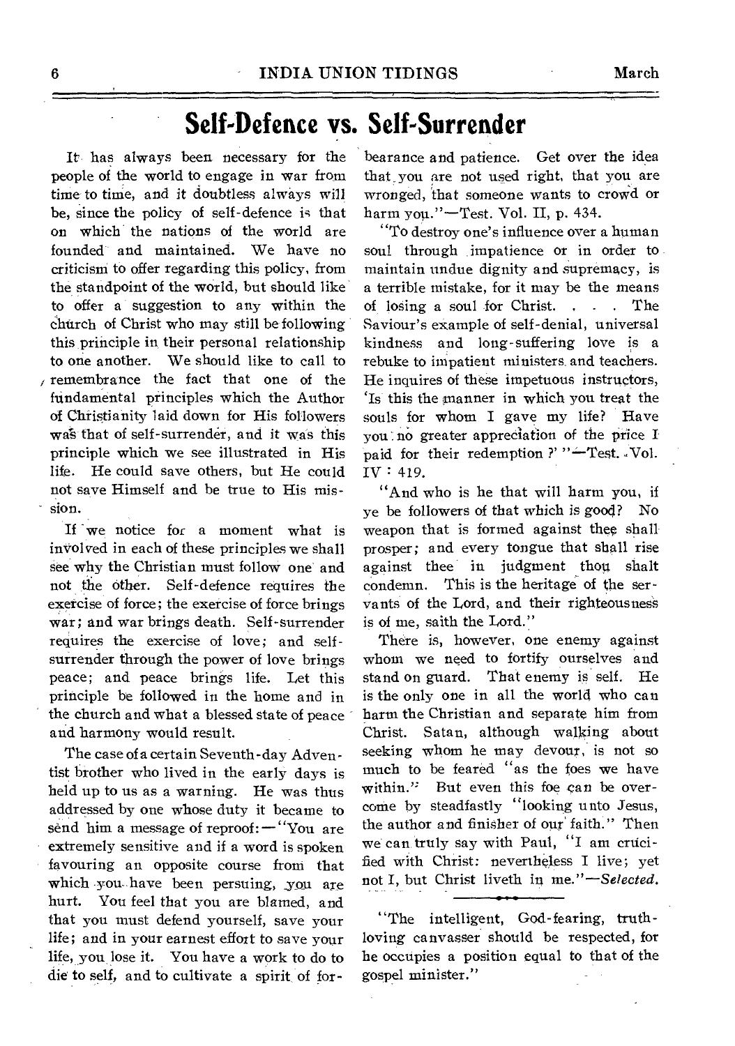# Self-Defence vs. Self-Surrender

It has always been necessary for the people of the world to engage in war from time to time, and it doubtless always will be, since the policy of self-defence is that on which the nations of the world are founded and maintained. We have no criticism to offer regarding this policy, from the standpoint of the world, but should like to offer a suggestion to any within the church of Christ who may still be following this principle in their personal relationship to one another. We should like to call to remembrance the fact that one of the fundamental principles which the Author of Christianity laid down for His followers was that of self-surrender, and it was this principle which we see illustrated in His life. He could save others, but He could not save Himself and be true to His mission.

If we notice for a moment what is involved in each of these principles we shall see why the Christian must follow one and not the other. Self-defence requires the exercise of force; the exercise of force brings war; and war brings death. Self-surrender requires the exercise of love; and self-surrender through the power of love brings peace; and peace brings life. Let this principle be followed in the home and in the church and what a blessed state of peace and harmony would result.

The case of a certain Seventh-day Adventist brother who lived in the early days is held up to us as a warning. He was thus addressed by one whose duty it became to send him a message of reproof: — "You are extremely sensitive and if a word is spoken favouring an opposite course from that which you have been persuing, you are hurt. You feel that you are blamed, and that you must defend yourself, save your life; and in your earnest effort to save your life, you lose it. You have a work to do to die to self, and to cultivate a spirit of forbearance and patience. Get over the idea that you are not used right, that you are wronged, that someone wants to crowd or harm you."—Test. Vol. II, p. 434.

"To destroy one's influence over a human soul through impatience or in order to maintain undue dignity and supremacy, is a terrible mistake, for it may be the means of losing a soul for Christ. . . . The Saviour's example of self-denial, universal kindness and long-suffering love is a rebuke to impatient ministers and teachers. He inquires of these impetuous instructors, 'Is this the manner in which you treat the souls for whom I gave my life? Have you no greater appreciation of the price I paid for their redemption?' "—Test. Vol. IV : 419.

"And who is he that will harm you, if ye be followers of that which is good? No weapon that is formed against thee shall prosper; and every tongue that shall rise against thee in judgment thou shalt condemn. This is the heritage of the servants of the Lord, and their righteousness is of me, saith the Lord."

There is, however, one enemy against whom we need to fortify ourselves and stand on guard. That enemy is self. He is the only one in all the world who can harm the Christian and separate him from Christ. Satan, although walking about seeking whom he may devour, is not so much to be feared "as the foes we have within." But even this foe can be overcome by steadfastly "looking unto Jesus, the author and finisher of our faith." Then we can truly say with Paul, "I am crucified with Christ: nevertheless I live; yet not I, but Christ liveth in me."—*Selected.*

---

"The intelligent, God-fearing, truth-loving canvasser should be respected, for he occupies a position equal to that of the gospel minister."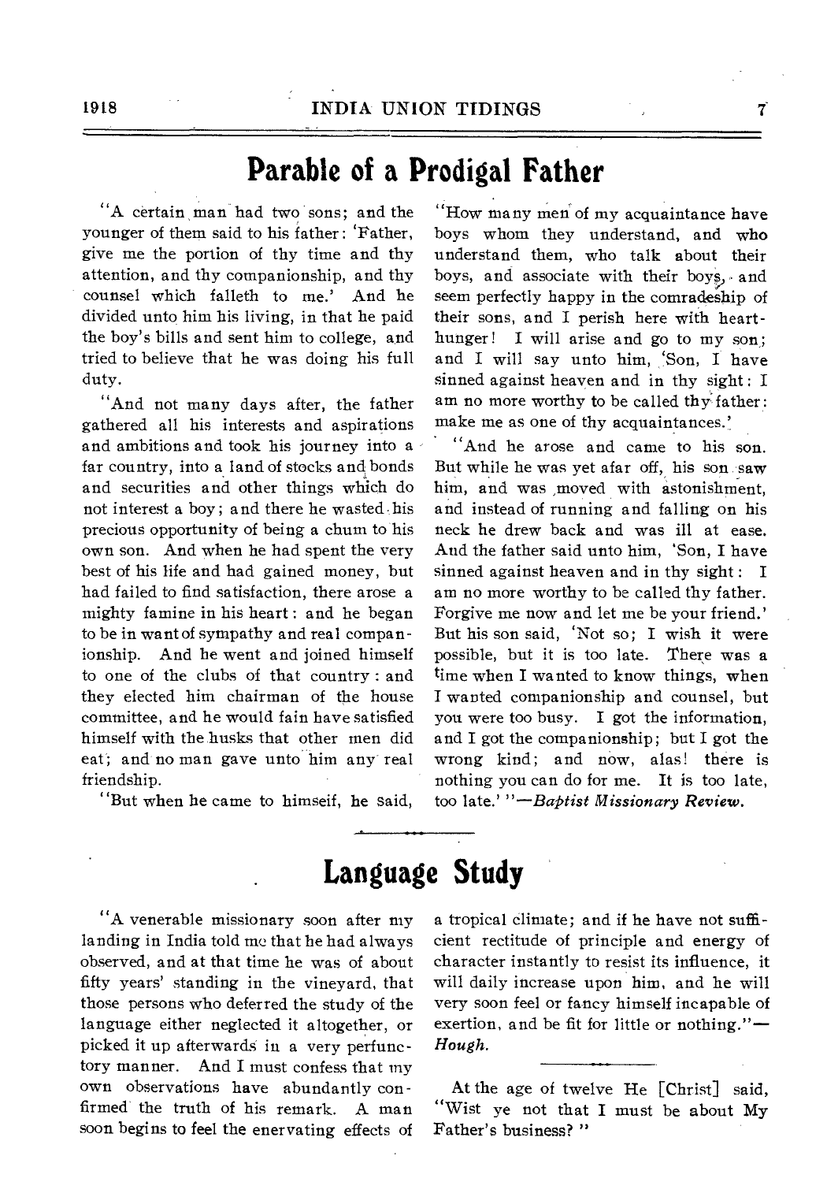# Parable of a Prodigal Father

"A certain man had two sons; and the younger of them said to his father: 'Father, give me the portion of thy time and thy attention, and thy companionship, and thy counsel which falleth to me.' And he divided unto him his living, in that he paid the boy's bills and sent him to college, and tried to believe that he was doing his full duty.

"And not many days after, the father gathered all his interests and aspirations and ambitions and took his journey into a far country, into a land of stocks and bonds and securities and other things which do not interest a boy; and there he wasted his precious opportunity of being a chum to his own son. And when he had spent the very best of his life and had gained money, but had failed to find satisfaction, there arose a mighty famine in his heart: and he began to be in want of sympathy and real companionship. And he went and joined himself to one of the clubs of that country: and they elected him chairman of the house committee, and he would fain have satisfied himself with the husks that other men did eat; and no man gave unto him any real friendship.

"But when he came to himself, he said, "How many men of my acquaintance have boys whom they understand, and who understand them, who talk about their boys, and associate with their boys, and seem perfectly happy in the comradeship of their sons, and I perish here with heart-hunger! I will arise and go to my son; and I will say unto him, 'Son, I have sinned against heaven and in thy sight: I am no more worthy to be called thy father: make me as one of thy acquaintances.'

"And he arose and came to his son. But while he was yet afar off, his son saw him, and was moved with astonishment, and instead of running and falling on his neck he drew back and was ill at ease. And the father said unto him, 'Son, I have sinned against heaven and in thy sight: I am no more worthy to be called thy father. Forgive me now and let me be your friend.' But his son said, 'Not so; I wish it were possible, but it is too late. There was a time when I wanted to know things, when I wanted companionship and counsel, but you were too busy. I got the information, and I got the companionship; but I got the wrong kind; and now, alas! there is nothing you can do for me. It is too late, too late.' "—*Baptist Missionary Review.*

# Language Study

"A venerable missionary soon after my landing in India told me that he had always observed, and at that time he was of about fifty years' standing in the vineyard, that those persons who deferred the study of the language either neglected it altogether, or picked it up afterwards in a very perfunctory manner. And I must confess that my own observations have abundantly confirmed the truth of his remark. A man soon begins to feel the enervating effects of a tropical climate; and if he have not sufficient rectitude of principle and energy of character instantly to resist its influence, it will daily increase upon him, and he will very soon feel or fancy himself incapable of exertion, and be fit for little or nothing."—*Hough.*

At the age of twelve He [Christ] said, "Wist ye not that I must be about My Father's business? "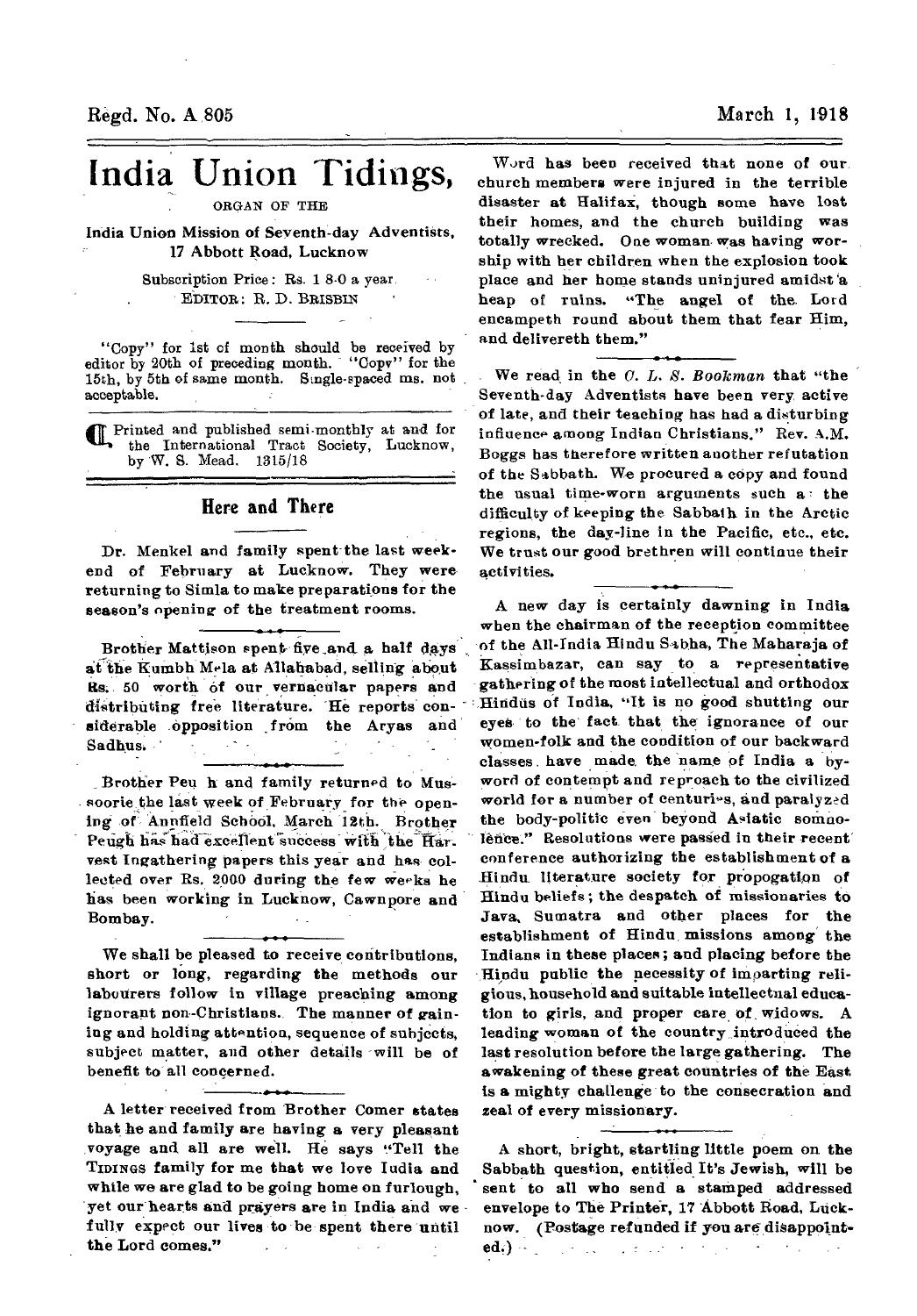Regd. No. A 805 — March 1, 1918

# India Union Tidings,

ORGAN OF THE

India Union Mission of Seventh-day Adventists, 17 Abbott Road, Lucknow

Subscription Price: Rs. 1 8-0 a year

EDITOR: R. D. BRISBIN

"Copy" for 1st of month should be received by editor by 20th of preceding month. "Copy" for the 15th, by 5th of same month. Single-spaced ms. not acceptable.

Printed and published semi-monthly at and for the International Tract Society, Lucknow, by W. S. Mead. 1315/18

## Here and There

Dr. Menkel and family spent the last weekend of February at Lucknow. They were returning to Simla to make preparations for the season's opening of the treatment rooms.

Brother Mattison spent five and a half days at the Kumbh Mela at Allahabad, selling about Rs. 50 worth of our vernacular papers and distributing free literature. He reports considerable opposition from the Aryas and Sadhus.

Brother Peu h and family returned to Mussoorie the last week of February for the opening of Annfield School, March 12th. Brother Peugh has had excellent success with the Harvest Ingathering papers this year and has collected over Rs. 2000 during the few weeks he has been working in Lucknow, Cawnpore and Bombay.

We shall be pleased to receive contributions, short or long, regarding the methods our labourers follow in village preaching among ignorant non-Christians. The manner of gaining and holding attention, sequence of subjects, subject matter, and other details will be of benefit to all concerned.

A letter received from Brother Comer states that he and family are having a very pleasant voyage and all are well. He says "Tell the TIDINGS family for me that we love India and while we are glad to be going home on furlough, yet our hearts and prayers are in India and we fully expect our lives to be spent there until the Lord comes."

Word has been received that none of our church members were injured in the terrible disaster at Halifax, though some have lost their homes, and the church building was totally wrecked. One woman was having worship with her children when the explosion took place and her home stands uninjured amidst a heap of ruins. "The angel of the Lord encampeth round about them that fear Him, and delivereth them."

We read in the *C. L. S. Bookman* that "the Seventh-day Adventists have been very active of late, and their teaching has had a disturbing influence among Indian Christians." Rev. A.M. Boggs has therefore written another refutation of the Sabbath. We procured a copy and found the usual time-worn arguments such a: the difficulty of keeping the Sabbath in the Arctic regions, the day-line in the Pacific, etc., etc. We trust our good brethren will continue their activities.

A new day is certainly dawning in India when the chairman of the reception committee of the All-India Hindu Sabha, The Maharaja of Kassimbazar, can say to a representative gathering of the most intellectual and orthodox Hindus of India, "It is no good shutting our eyes to the fact that the ignorance of our women-folk and the condition of our backward classes have made the name of India a byword of contempt and reproach to the civilized world for a number of centuries, and paralyzed the body-politic even beyond Asiatic somnolence." Resolutions were passed in their recent conference authorizing the establishment of a Hindu literature society for propogation of Hindu beliefs; the despatch of missionaries to Java, Sumatra and other places for the establishment of Hindu missions among the Indians in these places; and placing before the Hindu public the necessity of imparting religious, household and suitable intellectual education to girls, and proper care of widows. A leading woman of the country introduced the last resolution before the large gathering. The awakening of these great countries of the East is a mighty challenge to the consecration and zeal of every missionary.

A short, bright, startling little poem on the Sabbath question, entitled It's Jewish, will be sent to all who send a stamped addressed envelope to The Printer, 17 Abbott Road, Lucknow. (Postage refunded if you are disappointed.)